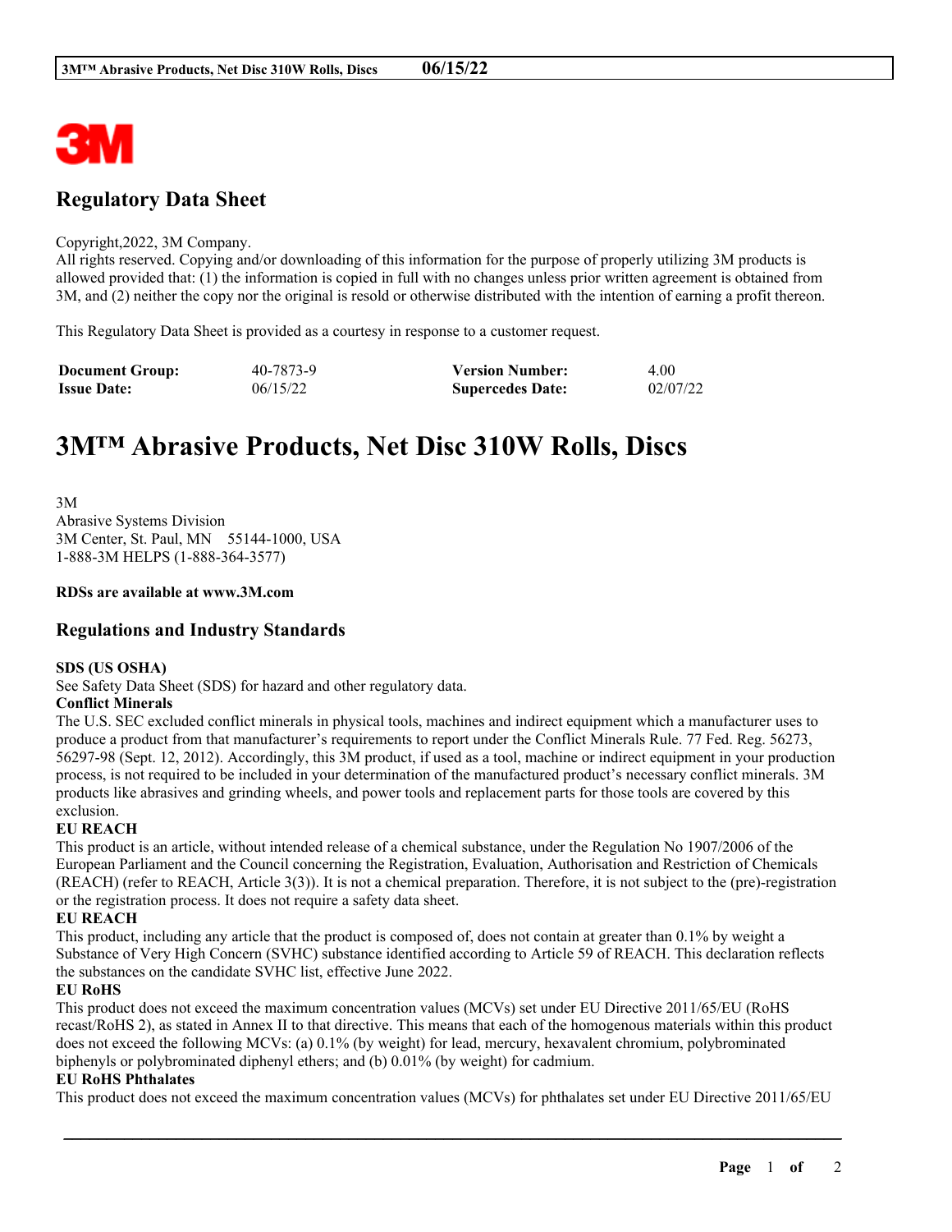## Regulatory Data Sheet

Copyright,2022, 3M Company.
All rights reserved. Copying and/or downloading of this information for the purpose of properly utilizing 3M products is allowed provided that: (1) the information is copied in full with no changes unless prior written agreement is obtained from 3M, and (2) neither the copy nor the original is resold or otherwise distributed with the intention of earning a profit thereon.

This Regulatory Data Sheet is provided as a courtesy in response to a customer request.

| **Document Group:** | 40-7873-9 | **Version Number:** | 4.00 |
|---|---|---|---|
| **Issue Date:** | 06/15/22 | **Supercedes Date:** | 02/07/22 |

# 3M™ Abrasive Products, Net Disc 310W Rolls, Discs

3M
Abrasive Systems Division
3M Center, St. Paul, MN 55144-1000, USA
1-888-3M HELPS (1-888-364-3577)

**RDSs are available at www.3M.com**

## Regulations and Industry Standards

**SDS (US OSHA)**
See Safety Data Sheet (SDS) for hazard and other regulatory data.

**Conflict Minerals**
The U.S. SEC excluded conflict minerals in physical tools, machines and indirect equipment which a manufacturer uses to produce a product from that manufacturer's requirements to report under the Conflict Minerals Rule. 77 Fed. Reg. 56273, 56297-98 (Sept. 12, 2012). Accordingly, this 3M product, if used as a tool, machine or indirect equipment in your production process, is not required to be included in your determination of the manufactured product's necessary conflict minerals. 3M products like abrasives and grinding wheels, and power tools and replacement parts for those tools are covered by this exclusion.

**EU REACH**
This product is an article, without intended release of a chemical substance, under the Regulation No 1907/2006 of the European Parliament and the Council concerning the Registration, Evaluation, Authorisation and Restriction of Chemicals (REACH) (refer to REACH, Article 3(3)). It is not a chemical preparation. Therefore, it is not subject to the (pre)-registration or the registration process. It does not require a safety data sheet.

**EU REACH**
This product, including any article that the product is composed of, does not contain at greater than 0.1% by weight a Substance of Very High Concern (SVHC) substance identified according to Article 59 of REACH. This declaration reflects the substances on the candidate SVHC list, effective June 2022.

**EU RoHS**
This product does not exceed the maximum concentration values (MCVs) set under EU Directive 2011/65/EU (RoHS recast/RoHS 2), as stated in Annex II to that directive. This means that each of the homogenous materials within this product does not exceed the following MCVs: (a) 0.1% (by weight) for lead, mercury, hexavalent chromium, polybrominated biphenyls or polybrominated diphenyl ethers; and (b) 0.01% (by weight) for cadmium.

**EU RoHS Phthalates**
This product does not exceed the maximum concentration values (MCVs) for phthalates set under EU Directive 2011/65/EU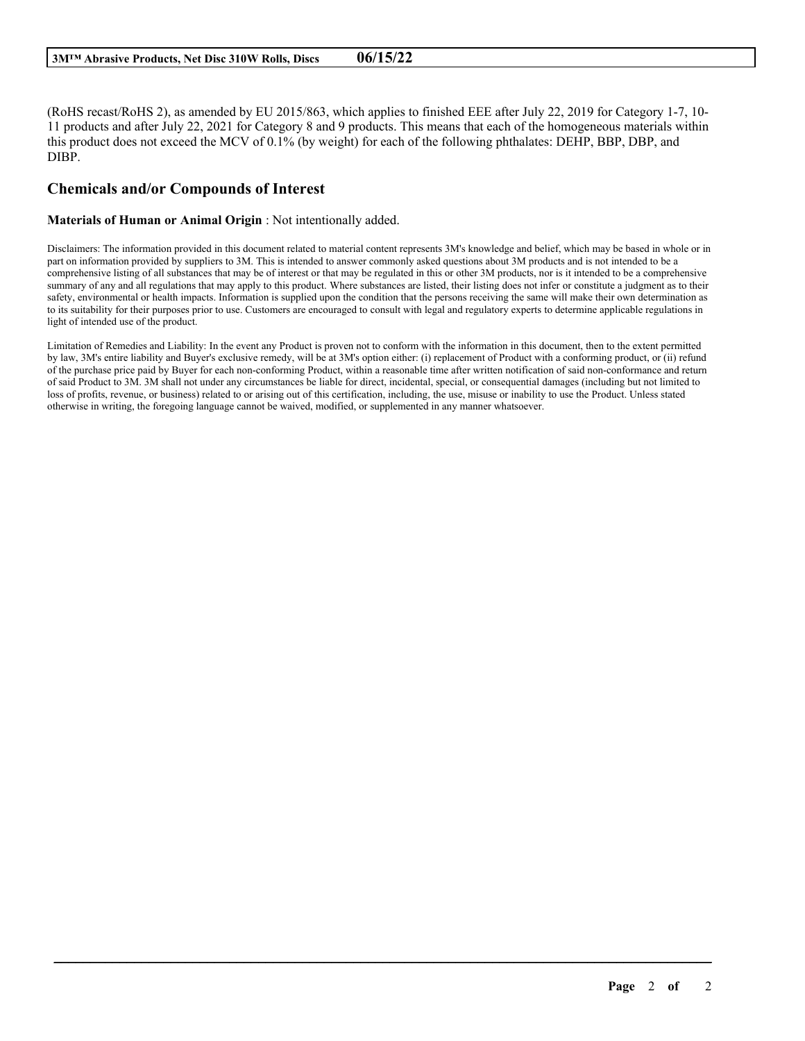(RoHS recast/RoHS 2), as amended by EU 2015/863, which applies to finished EEE after July 22, 2019 for Category 1-7, 10-11 products and after July 22, 2021 for Category 8 and 9 products. This means that each of the homogeneous materials within this product does not exceed the MCV of 0.1% (by weight) for each of the following phthalates: DEHP, BBP, DBP, and DIBP.

## Chemicals and/or Compounds of Interest

**Materials of Human or Animal Origin** : Not intentionally added.

Disclaimers: The information provided in this document related to material content represents 3M's knowledge and belief, which may be based in whole or in part on information provided by suppliers to 3M. This is intended to answer commonly asked questions about 3M products and is not intended to be a comprehensive listing of all substances that may be of interest or that may be regulated in this or other 3M products, nor is it intended to be a comprehensive summary of any and all regulations that may apply to this product. Where substances are listed, their listing does not infer or constitute a judgment as to their safety, environmental or health impacts. Information is supplied upon the condition that the persons receiving the same will make their own determination as to its suitability for their purposes prior to use. Customers are encouraged to consult with legal and regulatory experts to determine applicable regulations in light of intended use of the product.

Limitation of Remedies and Liability: In the event any Product is proven not to conform with the information in this document, then to the extent permitted by law, 3M's entire liability and Buyer's exclusive remedy, will be at 3M's option either: (i) replacement of Product with a conforming product, or (ii) refund of the purchase price paid by Buyer for each non-conforming Product, within a reasonable time after written notification of said non-conformance and return of said Product to 3M. 3M shall not under any circumstances be liable for direct, incidental, special, or consequential damages (including but not limited to loss of profits, revenue, or business) related to or arising out of this certification, including, the use, misuse or inability to use the Product. Unless stated otherwise in writing, the foregoing language cannot be waived, modified, or supplemented in any manner whatsoever.